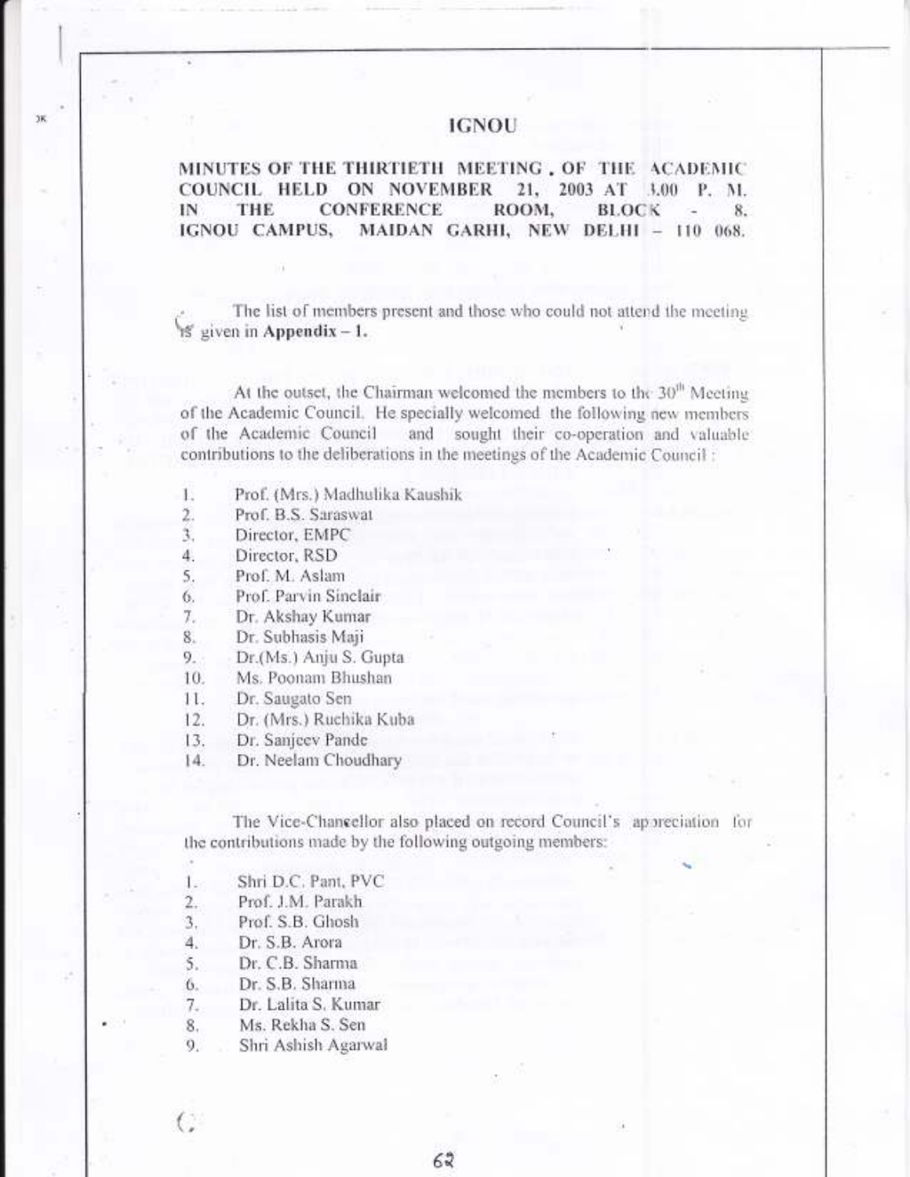# IGNOU

**MINUTES OF THE THIRTIETH MEETING . OF THE ACADEMIC COUNCIL HELD ON NOVEMBER 21, 2003 AT 3.00 P. M. IN THE CONFERENCE ROOM, BLOCK - 8. IGNOU CAMPUS, MAIDAN GARHI, NEW DELHI – 110 068.**

The list of members present and those who could not attend the meeting is given in **Appendix – 1.**

At the outset, the Chairman welcomed the members to the 30th Meeting of the Academic Council. He specially welcomed the following new members of the Academic Council and sought their co-operation and valuable contributions to the deliberations in the meetings of the Academic Council :

1. Prof. (Mrs.) Madhulika Kaushik
2. Prof. B.S. Saraswat
3. Director, EMPC
4. Director, RSD
5. Prof. M. Aslam
6. Prof. Parvin Sinclair
7. Dr. Akshay Kumar
8. Dr. Subhasis Maji
9. Dr.(Ms.) Anju S. Gupta
10. Ms. Poonam Bhushan
11. Dr. Saugato Sen
12. Dr. (Mrs.) Ruchika Kuba
13. Dr. Sanjeev Pande
14. Dr. Neelam Choudhary

The Vice-Chancellor also placed on record Council's appreciation for the contributions made by the following outgoing members:

1. Shri D.C. Pant, PVC
2. Prof. J.M. Parakh
3. Prof. S.B. Ghosh
4. Dr. S.B. Arora
5. Dr. C.B. Sharma
6. Dr. S.B. Sharma
7. Dr. Lalita S. Kumar
8. Ms. Rekha S. Sen
9. Shri Ashish Agarwal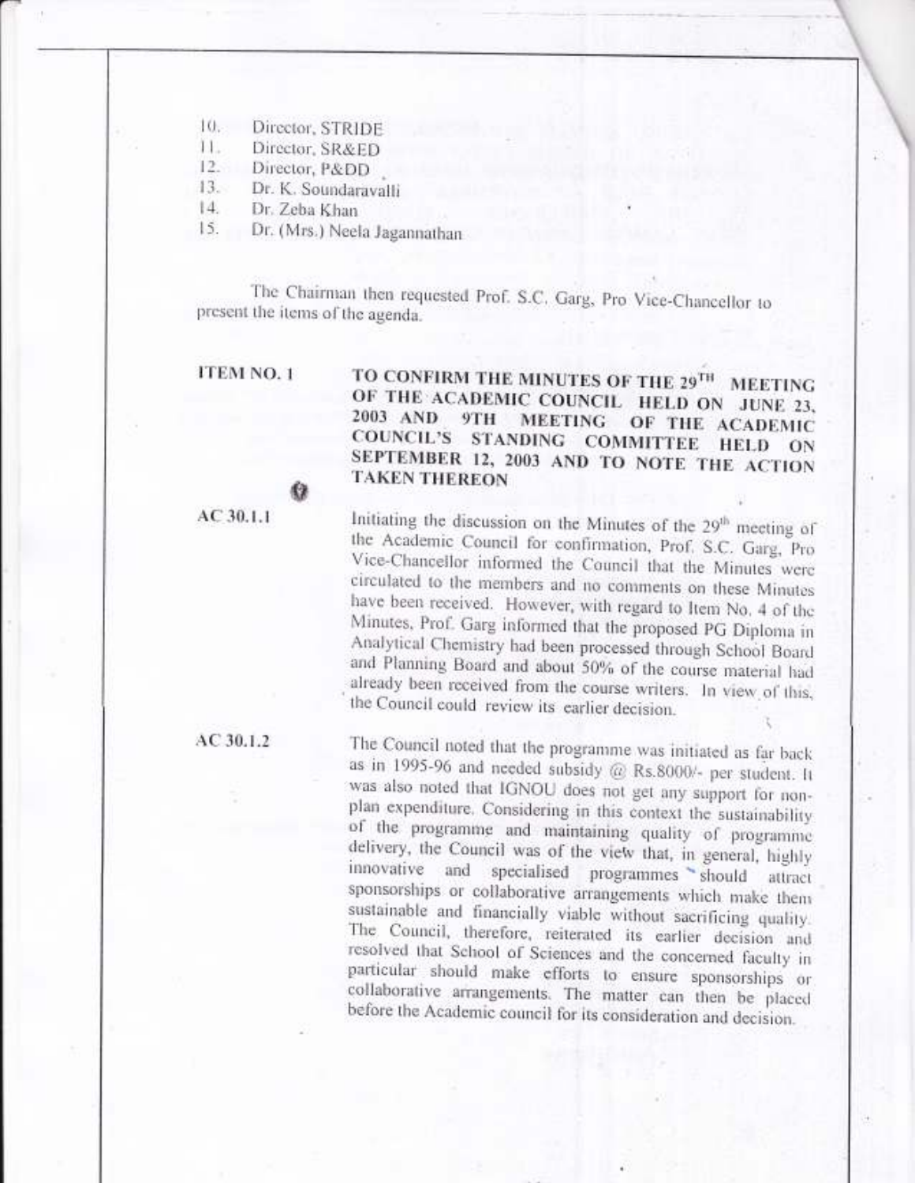10. Director, STRIDE
11. Director, SR&ED
12. Director, P&DD
13. Dr. K. Soundaravalli
14. Dr. Zeba Khan
15. Dr. (Mrs.) Neela Jagannathan

The Chairman then requested Prof. S.C. Garg, Pro Vice-Chancellor to present the items of the agenda.

**ITEM NO. 1** **TO CONFIRM THE MINUTES OF THE 29TH MEETING OF THE ACADEMIC COUNCIL HELD ON JUNE 23, 2003 AND 9TH MEETING OF THE ACADEMIC COUNCIL'S STANDING COMMITTEE HELD ON SEPTEMBER 12, 2003 AND TO NOTE THE ACTION TAKEN THEREON**

AC 30.1.1 Initiating the discussion on the Minutes of the 29th meeting of the Academic Council for confirmation, Prof. S.C. Garg, Pro Vice-Chancellor informed the Council that the Minutes were circulated to the members and no comments on these Minutes have been received. However, with regard to Item No. 4 of the Minutes, Prof. Garg informed that the proposed PG Diploma in Analytical Chemistry had been processed through School Board and Planning Board and about 50% of the course material had already been received from the course writers. In view of this, the Council could review its earlier decision.

AC 30.1.2 The Council noted that the programme was initiated as far back as in 1995-96 and needed subsidy @ Rs.8000/- per student. It was also noted that IGNOU does not get any support for non-plan expenditure. Considering in this context the sustainability of the programme and maintaining quality of programme delivery, the Council was of the view that, in general, highly innovative and specialised programmes should attract sponsorships or collaborative arrangements which make them sustainable and financially viable without sacrificing quality. The Council, therefore, reiterated its earlier decision and resolved that School of Sciences and the concerned faculty in particular should make efforts to ensure sponsorships or collaborative arrangements. The matter can then be placed before the Academic council for its consideration and decision.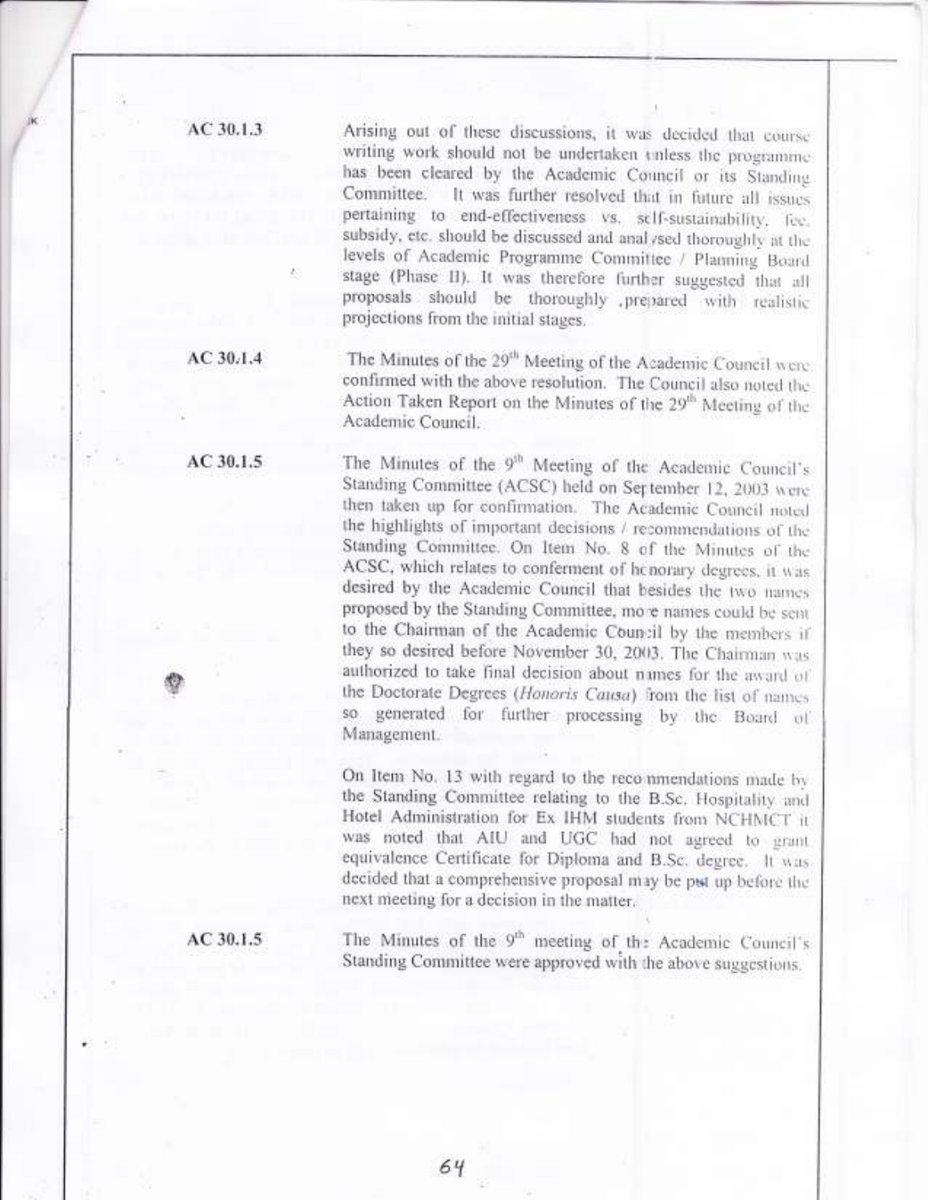**AC 30.1.3**

Arising out of these discussions, it was decided that course writing work should not be undertaken unless the programme has been cleared by the Academic Council or its Standing Committee. It was further resolved that in future all issues pertaining to end-effectiveness vs. self-sustainability, fee, subsidy, etc. should be discussed and analysed thoroughly at the levels of Academic Programme Committee / Planning Board stage (Phase II). It was therefore further suggested that all proposals should be thoroughly prepared with realistic projections from the initial stages.

**AC 30.1.4**

The Minutes of the 29th Meeting of the Academic Council were confirmed with the above resolution. The Council also noted the Action Taken Report on the Minutes of the 29th Meeting of the Academic Council.

**AC 30.1.5**

The Minutes of the 9th Meeting of the Academic Council's Standing Committee (ACSC) held on September 12, 2003 were then taken up for confirmation. The Academic Council noted the highlights of important decisions / recommendations of the Standing Committee. On Item No. 8 of the Minutes of the ACSC, which relates to conferment of honorary degrees, it was desired by the Academic Council that besides the two names proposed by the Standing Committee, more names could be sent to the Chairman of the Academic Council by the members if they so desired before November 30, 2003. The Chairman was authorized to take final decision about names for the award of the Doctorate Degrees (*Honoris Causa*) from the list of names so generated for further processing by the Board of Management.

On Item No. 13 with regard to the recommendations made by the Standing Committee relating to the B.Sc. Hospitality and Hotel Administration for Ex IHM students from NCHMCT it was noted that AIU and UGC had not agreed to grant equivalence Certificate for Diploma and B.Sc. degree. It was decided that a comprehensive proposal may be put up before the next meeting for a decision in the matter.

**AC 30.1.5**

The Minutes of the 9th meeting of the Academic Council's Standing Committee were approved with the above suggestions.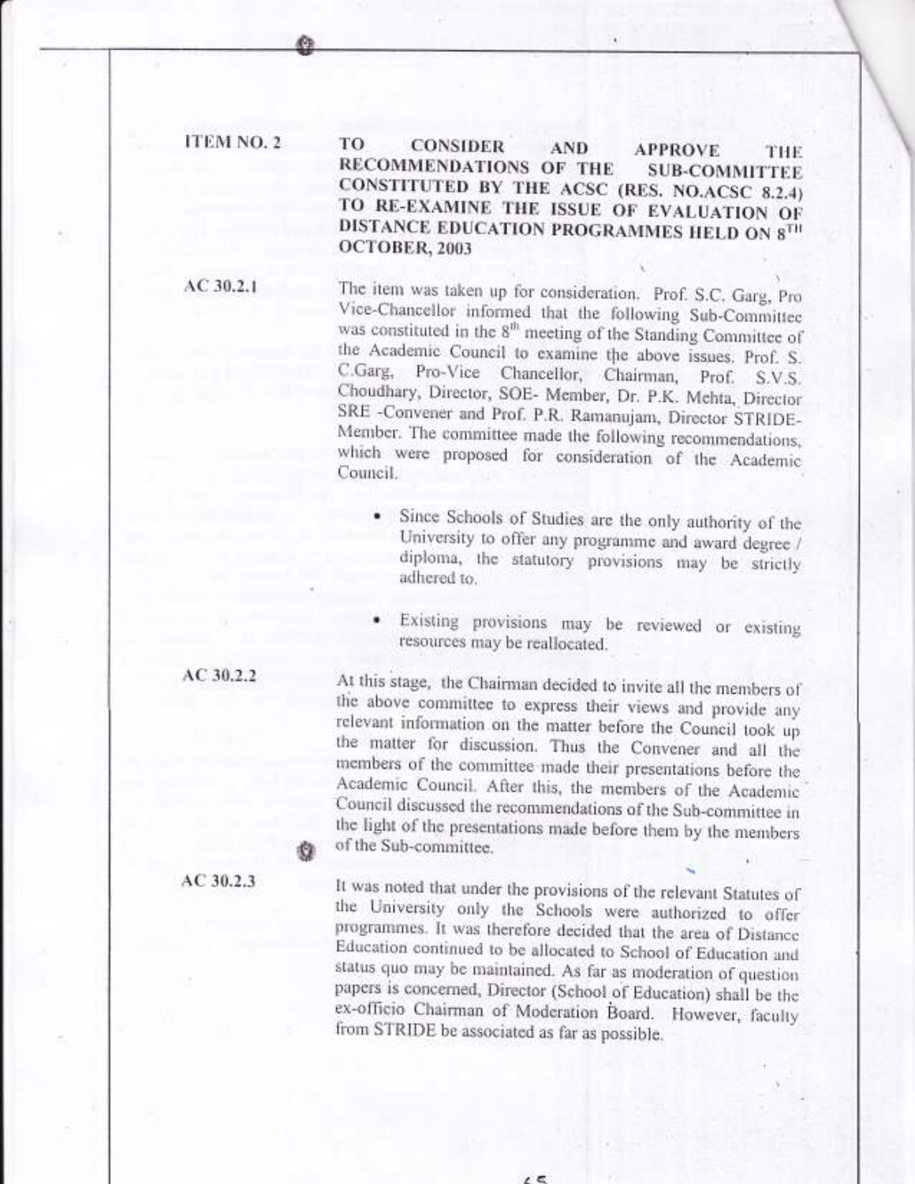**ITEM NO. 2** — **TO CONSIDER AND APPROVE THE RECOMMENDATIONS OF THE SUB-COMMITTEE CONSTITUTED BY THE ACSC (RES. NO.ACSC 8.2.4) TO RE-EXAMINE THE ISSUE OF EVALUATION OF DISTANCE EDUCATION PROGRAMMES HELD ON 8TH OCTOBER, 2003**

**AC 30.2.1**

The item was taken up for consideration. Prof. S.C. Garg, Pro Vice-Chancellor informed that the following Sub-Committee was constituted in the 8th meeting of the Standing Committee of the Academic Council to examine the above issues. Prof. S. C.Garg, Pro-Vice Chancellor, Chairman, Prof. S.V.S. Choudhary, Director, SOE- Member, Dr. P.K. Mehta, Director SRE -Convener and Prof. P.R. Ramanujam, Director STRIDE-Member. The committee made the following recommendations, which were proposed for consideration of the Academic Council.

- Since Schools of Studies are the only authority of the University to offer any programme and award degree / diploma, the statutory provisions may be strictly adhered to.
- Existing provisions may be reviewed or existing resources may be reallocated.

**AC 30.2.2**

At this stage, the Chairman decided to invite all the members of the above committee to express their views and provide any relevant information on the matter before the Council took up the matter for discussion. Thus the Convener and all the members of the committee made their presentations before the Academic Council. After this, the members of the Academic Council discussed the recommendations of the Sub-committee in the light of the presentations made before them by the members of the Sub-committee.

**AC 30.2.3**

It was noted that under the provisions of the relevant Statutes of the University only the Schools were authorized to offer programmes. It was therefore decided that the area of Distance Education continued to be allocated to School of Education and status quo may be maintained. As far as moderation of question papers is concerned, Director (School of Education) shall be the ex-officio Chairman of Moderation Board. However, faculty from STRIDE be associated as far as possible.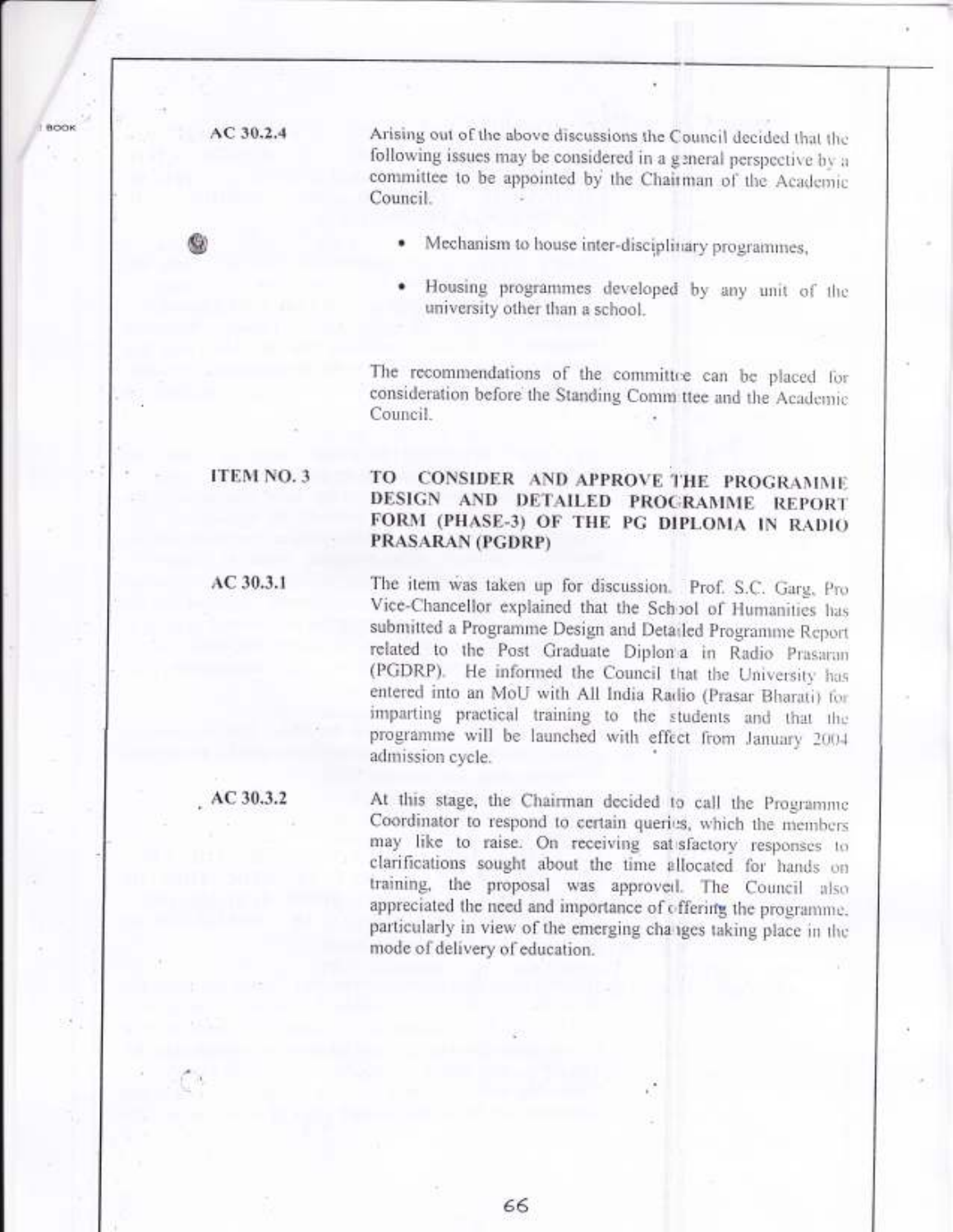**AC 30.2.4**

Arising out of the above discussions the Council decided that the following issues may be considered in a general perspective by a committee to be appointed by the Chairman of the Academic Council.

- Mechanism to house inter-disciplinary programmes,
- Housing programmes developed by any unit of the university other than a school.

The recommendations of the committee can be placed for consideration before the Standing Committee and the Academic Council.

**ITEM NO. 3**

**TO CONSIDER AND APPROVE THE PROGRAMME DESIGN AND DETAILED PROGRAMME REPORT FORM (PHASE-3) OF THE PG DIPLOMA IN RADIO PRASARAN (PGDRP)**

**AC 30.3.1**

The item was taken up for discussion. Prof. S.C. Garg, Pro Vice-Chancellor explained that the School of Humanities has submitted a Programme Design and Detailed Programme Report related to the Post Graduate Diploma in Radio Prasaran (PGDRP). He informed the Council that the University has entered into an MoU with All India Radio (Prasar Bharati) for imparting practical training to the students and that the programme will be launched with effect from January 2004 admission cycle.

**AC 30.3.2**

At this stage, the Chairman decided to call the Programme Coordinator to respond to certain queries, which the members may like to raise. On receiving satisfactory responses to clarifications sought about the time allocated for hands on training, the proposal was approved. The Council also appreciated the need and importance of offering the programme, particularly in view of the emerging changes taking place in the mode of delivery of education.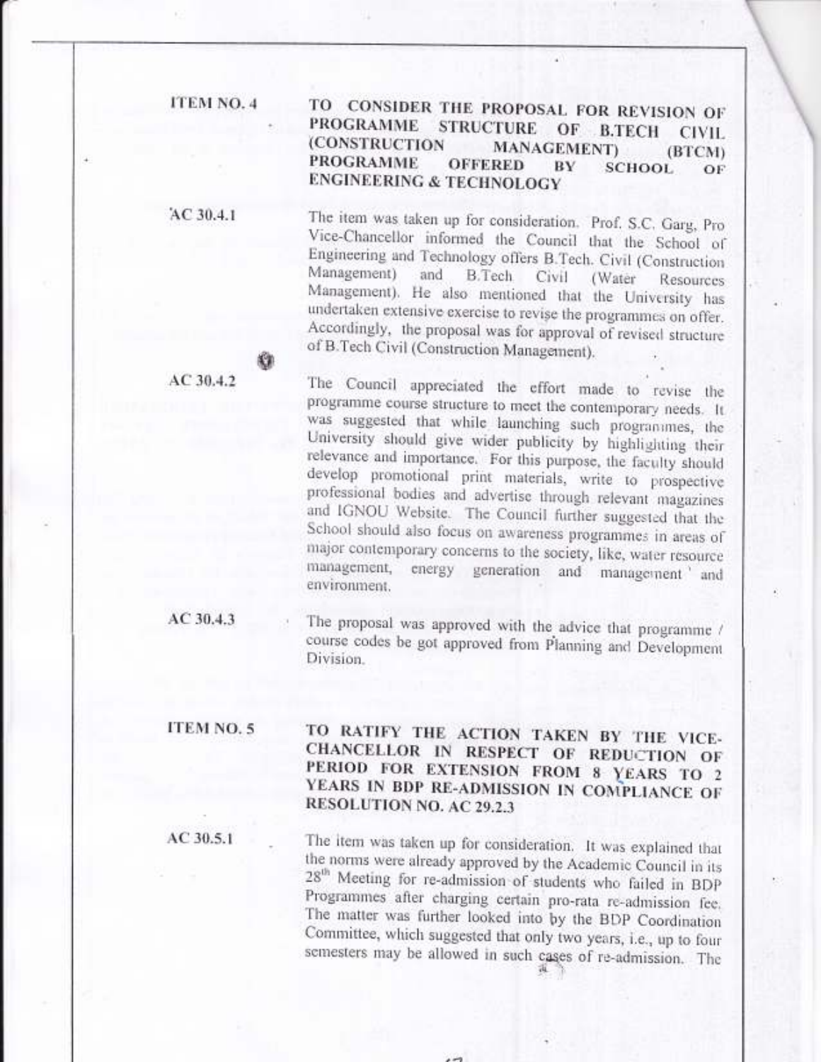**ITEM NO. 4** **TO CONSIDER THE PROPOSAL FOR REVISION OF PROGRAMME STRUCTURE OF B.TECH CIVIL (CONSTRUCTION MANAGEMENT) (BTCM) PROGRAMME OFFERED BY SCHOOL OF ENGINEERING & TECHNOLOGY**

AC 30.4.1 The item was taken up for consideration. Prof. S.C. Garg, Pro Vice-Chancellor informed the Council that the School of Engineering and Technology offers B.Tech. Civil (Construction Management) and B.Tech Civil (Water Resources Management). He also mentioned that the University has undertaken extensive exercise to revise the programmes on offer. Accordingly, the proposal was for approval of revised structure of B.Tech Civil (Construction Management).

AC 30.4.2 The Council appreciated the effort made to revise the programme course structure to meet the contemporary needs. It was suggested that while launching such programmes, the University should give wider publicity by highlighting their relevance and importance. For this purpose, the faculty should develop promotional print materials, write to prospective professional bodies and advertise through relevant magazines and IGNOU Website. The Council further suggested that the School should also focus on awareness programmes in areas of major contemporary concerns to the society, like, water resource management, energy generation and management and environment.

AC 30.4.3 The proposal was approved with the advice that programme / course codes be got approved from Planning and Development Division.

**ITEM NO. 5** **TO RATIFY THE ACTION TAKEN BY THE VICE-CHANCELLOR IN RESPECT OF REDUCTION OF PERIOD FOR EXTENSION FROM 8 YEARS TO 2 YEARS IN BDP RE-ADMISSION IN COMPLIANCE OF RESOLUTION NO. AC 29.2.3**

AC 30.5.1 The item was taken up for consideration. It was explained that the norms were already approved by the Academic Council in its 28th Meeting for re-admission of students who failed in BDP Programmes after charging certain pro-rata re-admission fee. The matter was further looked into by the BDP Coordination Committee, which suggested that only two years, i.e., up to four semesters may be allowed in such cases of re-admission. The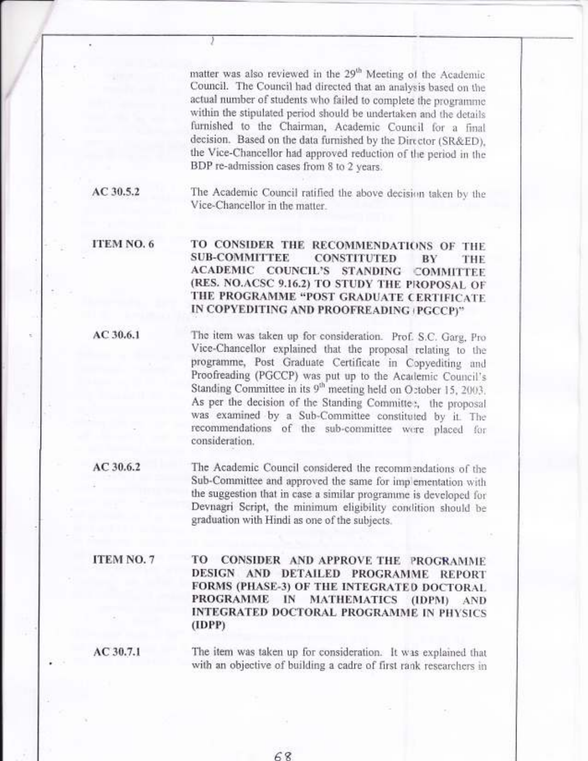matter was also reviewed in the 29th Meeting of the Academic Council. The Council had directed that an analysis based on the actual number of students who failed to complete the programme within the stipulated period should be undertaken and the details furnished to the Chairman, Academic Council for a final decision. Based on the data furnished by the Director (SR&ED), the Vice-Chancellor had approved reduction of the period in the BDP re-admission cases from 8 to 2 years.

**AC 30.5.2** The Academic Council ratified the above decision taken by the Vice-Chancellor in the matter.

**ITEM NO. 6** **TO CONSIDER THE RECOMMENDATIONS OF THE SUB-COMMITTEE CONSTITUTED BY THE ACADEMIC COUNCIL'S STANDING COMMITTEE (RES. NO.ACSC 9.16.2) TO STUDY THE PROPOSAL OF THE PROGRAMME "POST GRADUATE CERTIFICATE IN COPYEDITING AND PROOFREADING (PGCCP)"**

**AC 30.6.1** The item was taken up for consideration. Prof. S.C. Garg, Pro Vice-Chancellor explained that the proposal relating to the programme, Post Graduate Certificate in Copyediting and Proofreading (PGCCP) was put up to the Academic Council's Standing Committee in its 9th meeting held on October 15, 2003. As per the decision of the Standing Committee, the proposal was examined by a Sub-Committee constituted by it. The recommendations of the sub-committee were placed for consideration.

**AC 30.6.2** The Academic Council considered the recommendations of the Sub-Committee and approved the same for implementation with the suggestion that in case a similar programme is developed for Devnagri Script, the minimum eligibility condition should be graduation with Hindi as one of the subjects.

**ITEM NO. 7** **TO CONSIDER AND APPROVE THE PROGRAMME DESIGN AND DETAILED PROGRAMME REPORT FORMS (PHASE-3) OF THE INTEGRATED DOCTORAL PROGRAMME IN MATHEMATICS (IDPM) AND INTEGRATED DOCTORAL PROGRAMME IN PHYSICS (IDPP)**

**AC 30.7.1** The item was taken up for consideration. It was explained that with an objective of building a cadre of first rank researchers in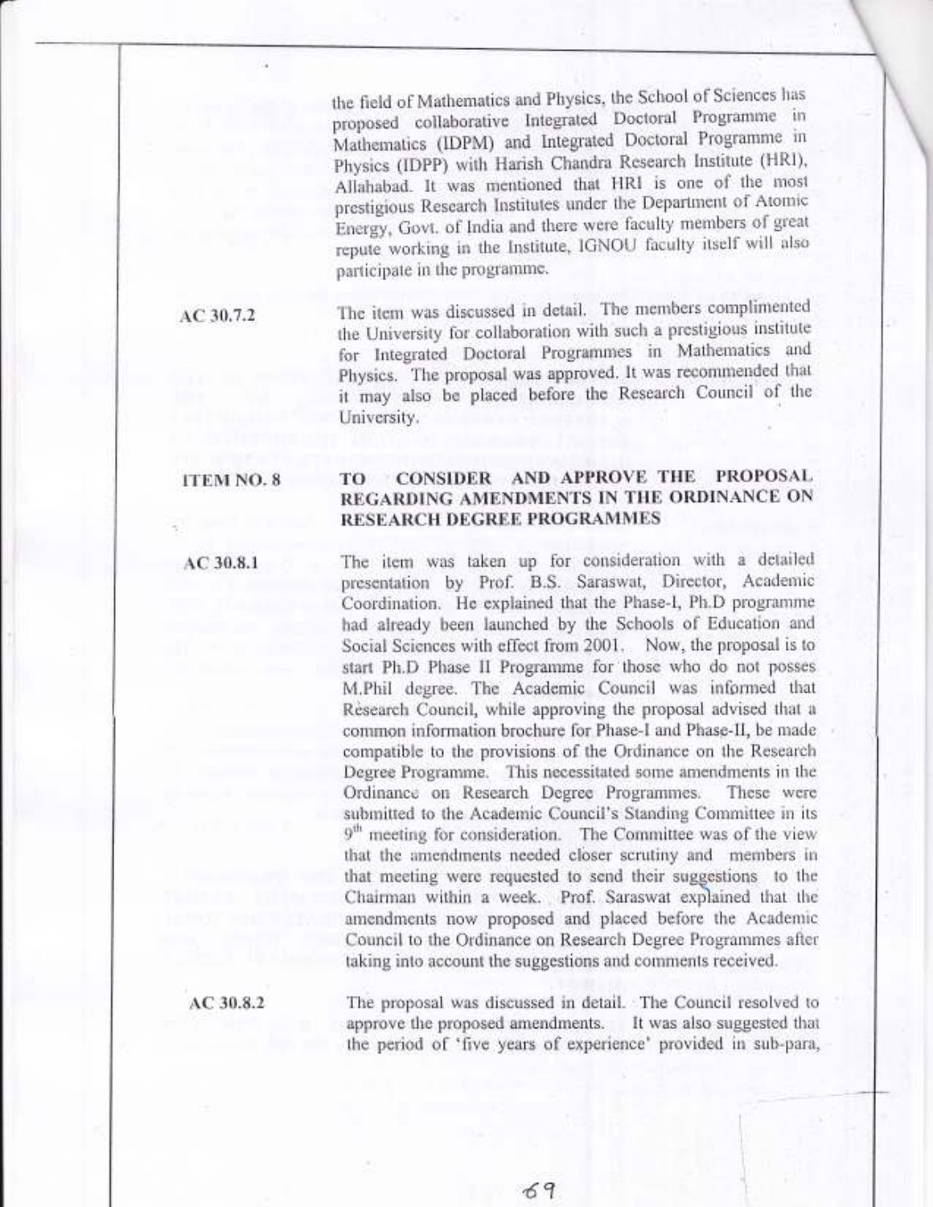the field of Mathematics and Physics, the School of Sciences has proposed collaborative Integrated Doctoral Programme in Mathematics (IDPM) and Integrated Doctoral Programme in Physics (IDPP) with Harish Chandra Research Institute (HRI), Allahabad. It was mentioned that HRI is one of the most prestigious Research Institutes under the Department of Atomic Energy, Govt. of India and there were faculty members of great repute working in the Institute, IGNOU faculty itself will also participate in the programme.

**AC 30.7.2**

The item was discussed in detail. The members complimented the University for collaboration with such a prestigious institute for Integrated Doctoral Programmes in Mathematics and Physics. The proposal was approved. It was recommended that it may also be placed before the Research Council of the University.

**ITEM NO. 8** **TO CONSIDER AND APPROVE THE PROPOSAL REGARDING AMENDMENTS IN THE ORDINANCE ON RESEARCH DEGREE PROGRAMMES**

**AC 30.8.1**

The item was taken up for consideration with a detailed presentation by Prof. B.S. Saraswat, Director, Academic Coordination. He explained that the Phase-I, Ph.D programme had already been launched by the Schools of Education and Social Sciences with effect from 2001. Now, the proposal is to start Ph.D Phase II Programme for those who do not posses M.Phil degree. The Academic Council was informed that Research Council, while approving the proposal advised that a common information brochure for Phase-I and Phase-II, be made compatible to the provisions of the Ordinance on the Research Degree Programme. This necessitated some amendments in the Ordinance on Research Degree Programmes. These were submitted to the Academic Council's Standing Committee in its 9th meeting for consideration. The Committee was of the view that the amendments needed closer scrutiny and members in that meeting were requested to send their suggestions to the Chairman within a week. Prof. Saraswat explained that the amendments now proposed and placed before the Academic Council to the Ordinance on Research Degree Programmes after taking into account the suggestions and comments received.

**AC 30.8.2**

The proposal was discussed in detail. The Council resolved to approve the proposed amendments. It was also suggested that the period of 'five years of experience' provided in sub-para,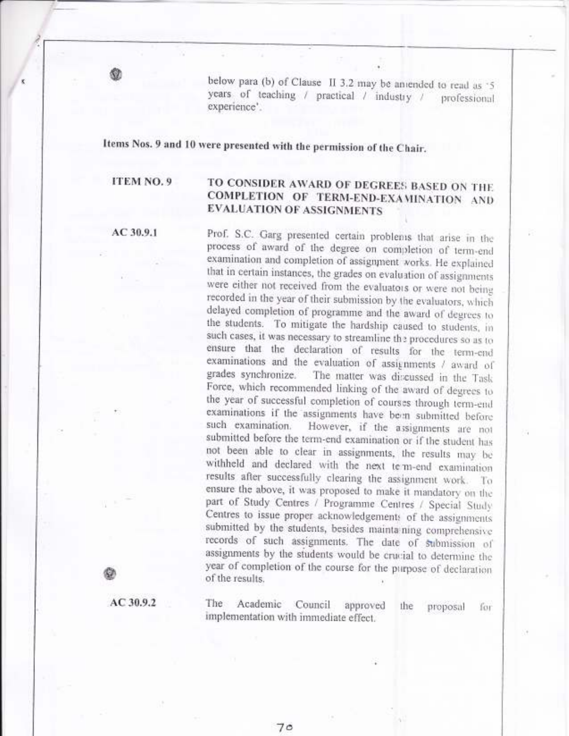below para (b) of Clause II 3.2 may be amended to read as '5 years of teaching / practical / industry / professional experience'.

**Items Nos. 9 and 10 were presented with the permission of the Chair.**

**ITEM NO. 9** **TO CONSIDER AWARD OF DEGREES BASED ON THE COMPLETION OF TERM-END-EXAMINATION AND EVALUATION OF ASSIGNMENTS**

AC 30.9.1 Prof. S.C. Garg presented certain problems that arise in the process of award of the degree on completion of term-end examination and completion of assignment works. He explained that in certain instances, the grades on evaluation of assignments were either not received from the evaluators or were not being recorded in the year of their submission by the evaluators, which delayed completion of programme and the award of degrees to the students. To mitigate the hardship caused to students, in such cases, it was necessary to streamline the procedures so as to ensure that the declaration of results for the term-end examinations and the evaluation of assignments / award of grades synchronize. The matter was discussed in the Task Force, which recommended linking of the award of degrees to the year of successful completion of courses through term-end examinations if the assignments have been submitted before such examination. However, if the assignments are not submitted before the term-end examination or if the student has not been able to clear in assignments, the results may be withheld and declared with the next term-end examination results after successfully clearing the assignment work. To ensure the above, it was proposed to make it mandatory on the part of Study Centres / Programme Centres / Special Study Centres to issue proper acknowledgements of the assignments submitted by the students, besides maintaining comprehensive records of such assignments. The date of submission of assignments by the students would be crucial to determine the year of completion of the course for the purpose of declaration of the results.

AC 30.9.2 The Academic Council approved the proposal for implementation with immediate effect.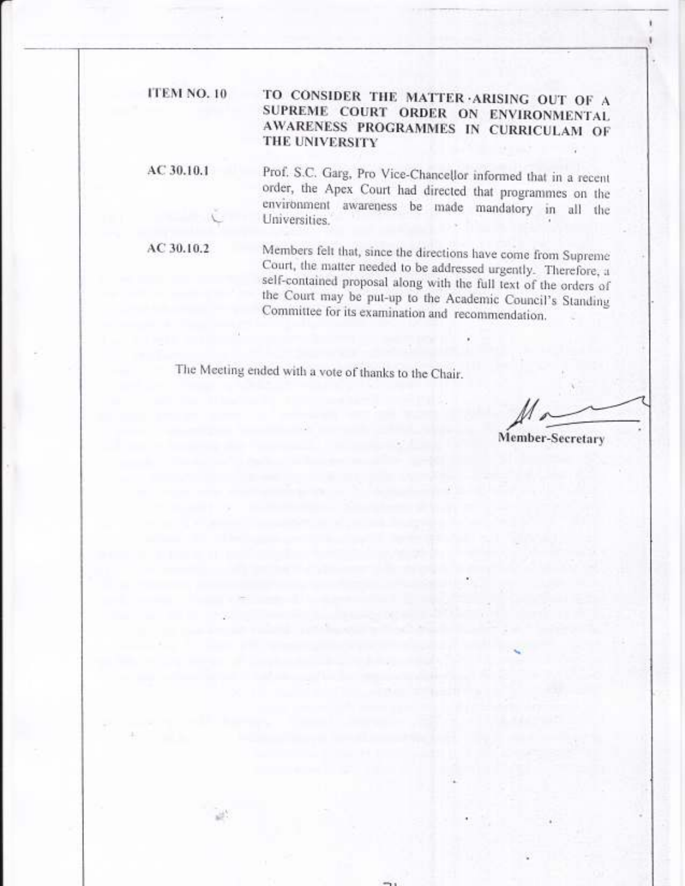**ITEM NO. 10** **TO CONSIDER THE MATTER ARISING OUT OF A SUPREME COURT ORDER ON ENVIRONMENTAL AWARENESS PROGRAMMES IN CURRICULAM OF THE UNIVERSITY**

**AC 30.10.1** Prof. S.C. Garg, Pro Vice-Chancellor informed that in a recent order, the Apex Court had directed that programmes on the environment awareness be made mandatory in all the Universities.

**AC 30.10.2** Members felt that, since the directions have come from Supreme Court, the matter needed to be addressed urgently. Therefore, a self-contained proposal along with the full text of the orders of the Court may be put-up to the Academic Council's Standing Committee for its examination and recommendation.

The Meeting ended with a vote of thanks to the Chair.

Member-Secretary